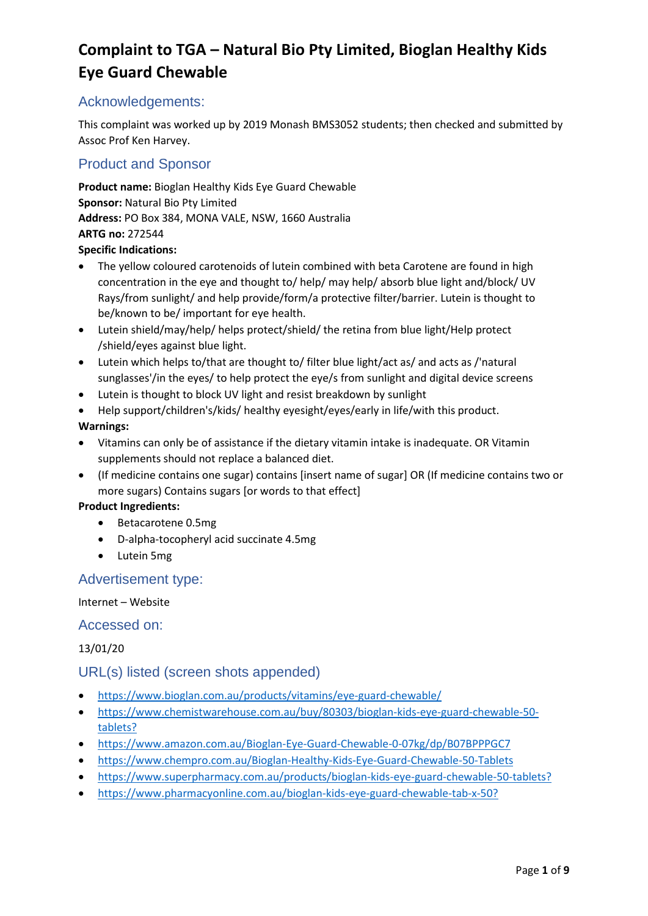# Complaint to TGA – Natural Bio Pty Limited, Bioglan Healthy Kids Eye Guard Chewable

## Acknowledgements:

This complaint was worked up by 2019 Monash BMS3052 students; then checked and submitted by Assoc Prof Ken Harvey.

## Product and Sponsor

**Product name:** Bioglan Healthy Kids Eye Guard Chewable
**Sponsor:** Natural Bio Pty Limited
**Address:** PO Box 384, MONA VALE, NSW, 1660 Australia
**ARTG no:** 272544
**Specific Indications:**

- The yellow coloured carotenoids of lutein combined with beta Carotene are found in high concentration in the eye and thought to/ help/ may help/ absorb blue light and/block/ UV Rays/from sunlight/ and help provide/form/a protective filter/barrier. Lutein is thought to be/known to be/ important for eye health.
- Lutein shield/may/help/ helps protect/shield/ the retina from blue light/Help protect /shield/eyes against blue light.
- Lutein which helps to/that are thought to/ filter blue light/act as/ and acts as /'natural sunglasses'/in the eyes/ to help protect the eye/s from sunlight and digital device screens
- Lutein is thought to block UV light and resist breakdown by sunlight
- Help support/children's/kids/ healthy eyesight/eyes/early in life/with this product.

**Warnings:**

- Vitamins can only be of assistance if the dietary vitamin intake is inadequate. OR Vitamin supplements should not replace a balanced diet.
- (If medicine contains one sugar) contains [insert name of sugar] OR (If medicine contains two or more sugars) Contains sugars [or words to that effect]

**Product Ingredients:**

- Betacarotene 0.5mg
- D-alpha-tocopheryl acid succinate 4.5mg
- Lutein 5mg

## Advertisement type:

Internet – Website

## Accessed on:

13/01/20

## URL(s) listed (screen shots appended)

- https://www.bioglan.com.au/products/vitamins/eye-guard-chewable/
- https://www.chemistwarehouse.com.au/buy/80303/bioglan-kids-eye-guard-chewable-50-tablets?
- https://www.amazon.com.au/Bioglan-Eye-Guard-Chewable-0-07kg/dp/B07BPPPGC7
- https://www.chempro.com.au/Bioglan-Healthy-Kids-Eye-Guard-Chewable-50-Tablets
- https://www.superpharmacy.com.au/products/bioglan-kids-eye-guard-chewable-50-tablets?
- https://www.pharmacyonline.com.au/bioglan-kids-eye-guard-chewable-tab-x-50?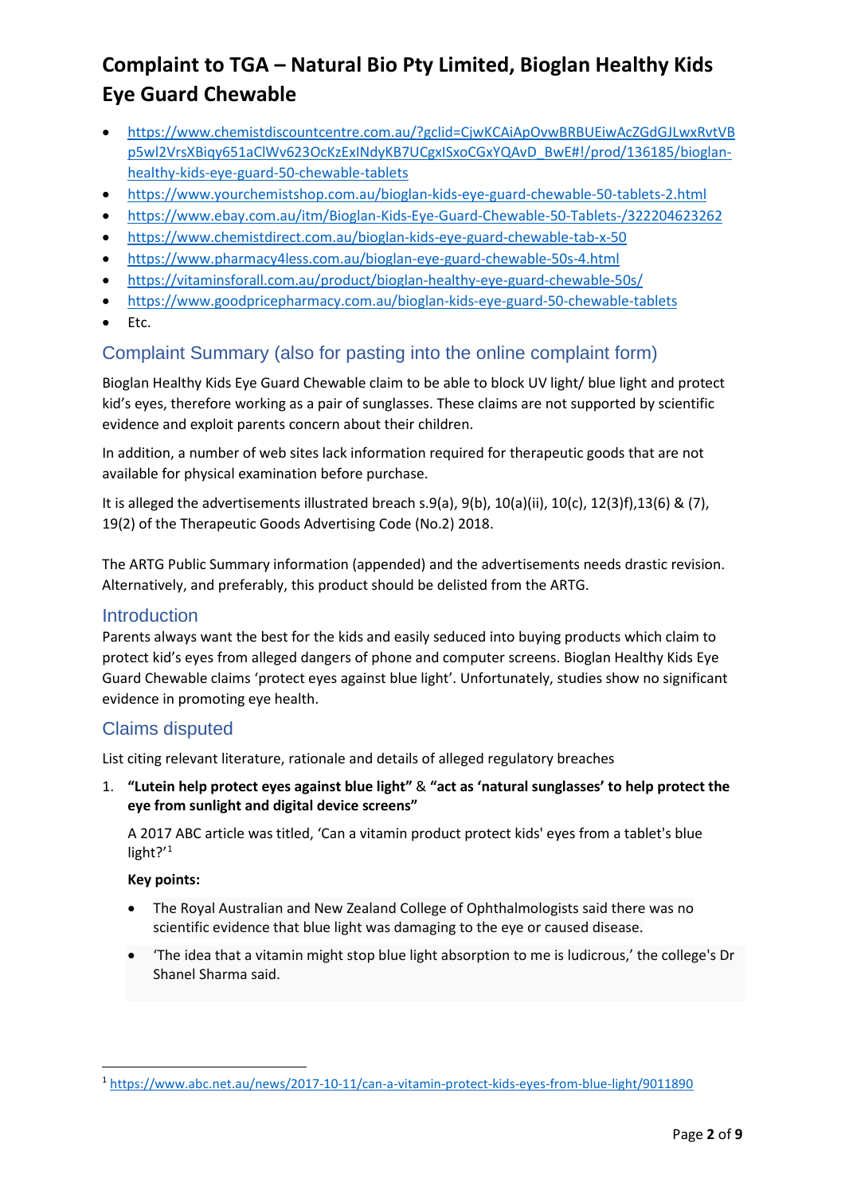# Complaint to TGA – Natural Bio Pty Limited, Bioglan Healthy Kids Eye Guard Chewable

- https://www.chemistdiscountcentre.com.au/?gclid=CjwKCAiApOvwBRBUEiwAcZGdGJLwxRvtVBp5wl2VrsXBiqy651aClWv623OcKzExINdyKB7UCgxISxoCGxYQAvD_BwE#!/prod/136185/bioglan-healthy-kids-eye-guard-50-chewable-tablets
- https://www.yourchemistshop.com.au/bioglan-kids-eye-guard-chewable-50-tablets-2.html
- https://www.ebay.com.au/itm/Bioglan-Kids-Eye-Guard-Chewable-50-Tablets-/322204623262
- https://www.chemistdirect.com.au/bioglan-kids-eye-guard-chewable-tab-x-50
- https://www.pharmacy4less.com.au/bioglan-eye-guard-chewable-50s-4.html
- https://vitaminsforall.com.au/product/bioglan-healthy-eye-guard-chewable-50s/
- https://www.goodpricepharmacy.com.au/bioglan-kids-eye-guard-50-chewable-tablets
- Etc.

## Complaint Summary (also for pasting into the online complaint form)

Bioglan Healthy Kids Eye Guard Chewable claim to be able to block UV light/ blue light and protect kid's eyes, therefore working as a pair of sunglasses. These claims are not supported by scientific evidence and exploit parents concern about their children.

In addition, a number of web sites lack information required for therapeutic goods that are not available for physical examination before purchase.

It is alleged the advertisements illustrated breach s.9(a), 9(b), 10(a)(ii), 10(c), 12(3)f),13(6) & (7), 19(2) of the Therapeutic Goods Advertising Code (No.2) 2018.

The ARTG Public Summary information (appended) and the advertisements needs drastic revision. Alternatively, and preferably, this product should be delisted from the ARTG.

## Introduction

Parents always want the best for the kids and easily seduced into buying products which claim to protect kid's eyes from alleged dangers of phone and computer screens. Bioglan Healthy Kids Eye Guard Chewable claims 'protect eyes against blue light'. Unfortunately, studies show no significant evidence in promoting eye health.

## Claims disputed

List citing relevant literature, rationale and details of alleged regulatory breaches

1. **"Lutein help protect eyes against blue light"** & **"act as 'natural sunglasses' to help protect the eye from sunlight and digital device screens"**

   A 2017 ABC article was titled, 'Can a vitamin product protect kids' eyes from a tablet's blue light?'[1]

   **Key points:**

   - The Royal Australian and New Zealand College of Ophthalmologists said there was no scientific evidence that blue light was damaging to the eye or caused disease.
   - 'The idea that a vitamin might stop blue light absorption to me is ludicrous,' the college's Dr Shanel Sharma said.

[1] https://www.abc.net.au/news/2017-10-11/can-a-vitamin-protect-kids-eyes-from-blue-light/9011890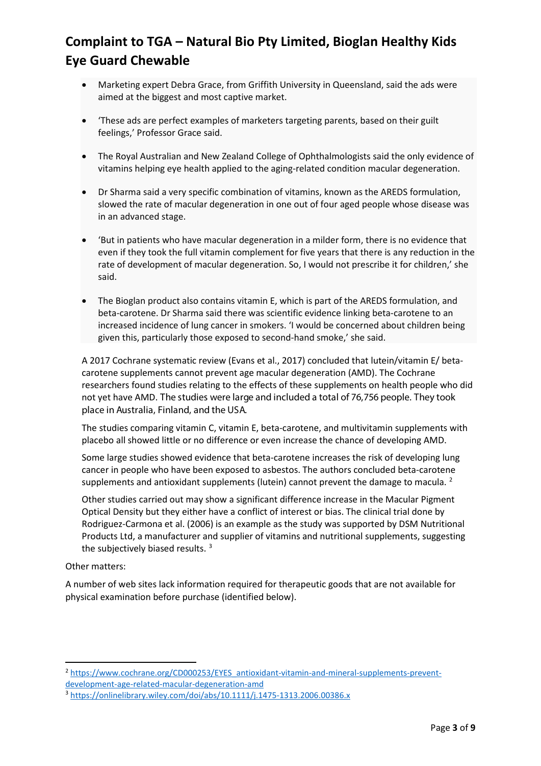# Complaint to TGA – Natural Bio Pty Limited, Bioglan Healthy Kids Eye Guard Chewable

- Marketing expert Debra Grace, from Griffith University in Queensland, said the ads were aimed at the biggest and most captive market.
- 'These ads are perfect examples of marketers targeting parents, based on their guilt feelings,' Professor Grace said.
- The Royal Australian and New Zealand College of Ophthalmologists said the only evidence of vitamins helping eye health applied to the aging-related condition macular degeneration.
- Dr Sharma said a very specific combination of vitamins, known as the AREDS formulation, slowed the rate of macular degeneration in one out of four aged people whose disease was in an advanced stage.
- 'But in patients who have macular degeneration in a milder form, there is no evidence that even if they took the full vitamin complement for five years that there is any reduction in the rate of development of macular degeneration. So, I would not prescribe it for children,' she said.
- The Bioglan product also contains vitamin E, which is part of the AREDS formulation, and beta-carotene. Dr Sharma said there was scientific evidence linking beta-carotene to an increased incidence of lung cancer in smokers. 'I would be concerned about children being given this, particularly those exposed to second-hand smoke,' she said.

A 2017 Cochrane systematic review (Evans et al., 2017) concluded that lutein/vitamin E/ beta-carotene supplements cannot prevent age macular degeneration (AMD). The Cochrane researchers found studies relating to the effects of these supplements on health people who did not yet have AMD. The studies were large and included a total of 76,756 people. They took place in Australia, Finland, and the USA.

The studies comparing vitamin C, vitamin E, beta-carotene, and multivitamin supplements with placebo all showed little or no difference or even increase the chance of developing AMD.

Some large studies showed evidence that beta-carotene increases the risk of developing lung cancer in people who have been exposed to asbestos. The authors concluded beta-carotene supplements and antioxidant supplements (lutein) cannot prevent the damage to macula. [2]

Other studies carried out may show a significant difference increase in the Macular Pigment Optical Density but they either have a conflict of interest or bias. The clinical trial done by Rodriguez-Carmona et al. (2006) is an example as the study was supported by DSM Nutritional Products Ltd, a manufacturer and supplier of vitamins and nutritional supplements, suggesting the subjectively biased results. [3]

Other matters:

A number of web sites lack information required for therapeutic goods that are not available for physical examination before purchase (identified below).

---

[2] https://www.cochrane.org/CD000253/EYES_antioxidant-vitamin-and-mineral-supplements-prevent-development-age-related-macular-degeneration-amd

[3] https://onlinelibrary.wiley.com/doi/abs/10.1111/j.1475-1313.2006.00386.x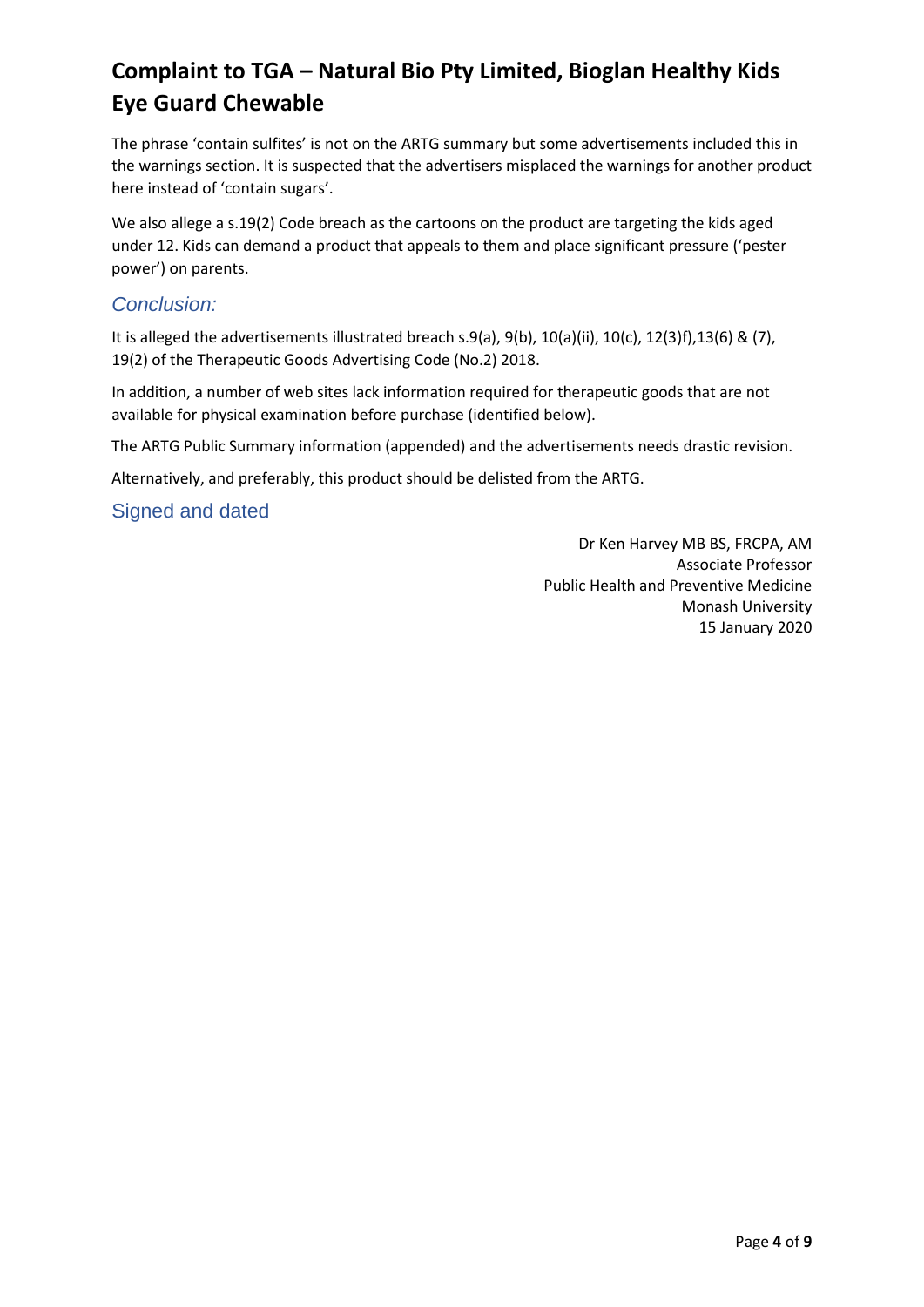# Complaint to TGA – Natural Bio Pty Limited, Bioglan Healthy Kids Eye Guard Chewable

The phrase 'contain sulfites' is not on the ARTG summary but some advertisements included this in the warnings section. It is suspected that the advertisers misplaced the warnings for another product here instead of 'contain sugars'.

We also allege a s.19(2) Code breach as the cartoons on the product are targeting the kids aged under 12. Kids can demand a product that appeals to them and place significant pressure ('pester power') on parents.

## *Conclusion:*

It is alleged the advertisements illustrated breach s.9(a), 9(b), 10(a)(ii), 10(c), 12(3)f),13(6) & (7), 19(2) of the Therapeutic Goods Advertising Code (No.2) 2018.

In addition, a number of web sites lack information required for therapeutic goods that are not available for physical examination before purchase (identified below).

The ARTG Public Summary information (appended) and the advertisements needs drastic revision.

Alternatively, and preferably, this product should be delisted from the ARTG.

## Signed and dated

Dr Ken Harvey MB BS, FRCPA, AM
Associate Professor
Public Health and Preventive Medicine
Monash University
15 January 2020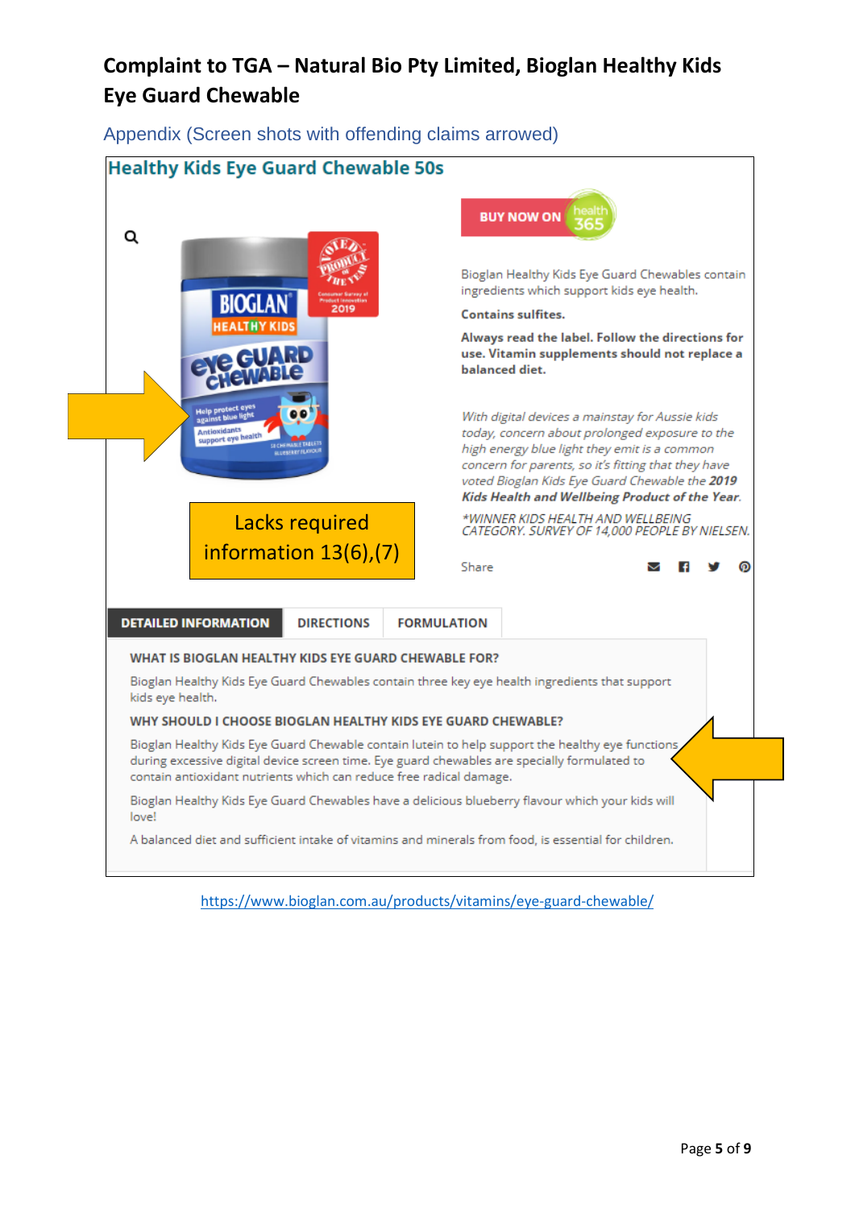# Complaint to TGA – Natural Bio Pty Limited, Bioglan Healthy Kids Eye Guard Chewable

## Appendix (Screen shots with offending claims arrowed)

### Healthy Kids Eye Guard Chewable 50s

BUY NOW ON health 365

Bioglan Healthy Kids Eye Guard Chewables contain ingredients which support kids eye health.

**Contains sulfites.**

**Always read the label. Follow the directions for use. Vitamin supplements should not replace a balanced diet.**

*With digital devices a mainstay for Aussie kids today, concern about prolonged exposure to the high energy blue light they emit is a common concern for parents, so it's fitting that they have voted Bioglan Kids Eye Guard Chewable the **2019 Kids Health and Wellbeing Product of the Year**.*

*\*WINNER KIDS HEALTH AND WELLBEING CATEGORY. SURVEY OF 14,000 PEOPLE BY NIELSEN.*

Share

Lacks required information 13(6),(7)

DETAILED INFORMATION | DIRECTIONS | FORMULATION

**WHAT IS BIOGLAN HEALTHY KIDS EYE GUARD CHEWABLE FOR?**

Bioglan Healthy Kids Eye Guard Chewables contain three key eye health ingredients that support kids eye health.

**WHY SHOULD I CHOOSE BIOGLAN HEALTHY KIDS EYE GUARD CHEWABLE?**

Bioglan Healthy Kids Eye Guard Chewable contain lutein to help support the healthy eye functions during excessive digital device screen time. Eye guard chewables are specially formulated to contain antioxidant nutrients which can reduce free radical damage.

Bioglan Healthy Kids Eye Guard Chewables have a delicious blueberry flavour which your kids will love!

A balanced diet and sufficient intake of vitamins and minerals from food, is essential for children.

https://www.bioglan.com.au/products/vitamins/eye-guard-chewable/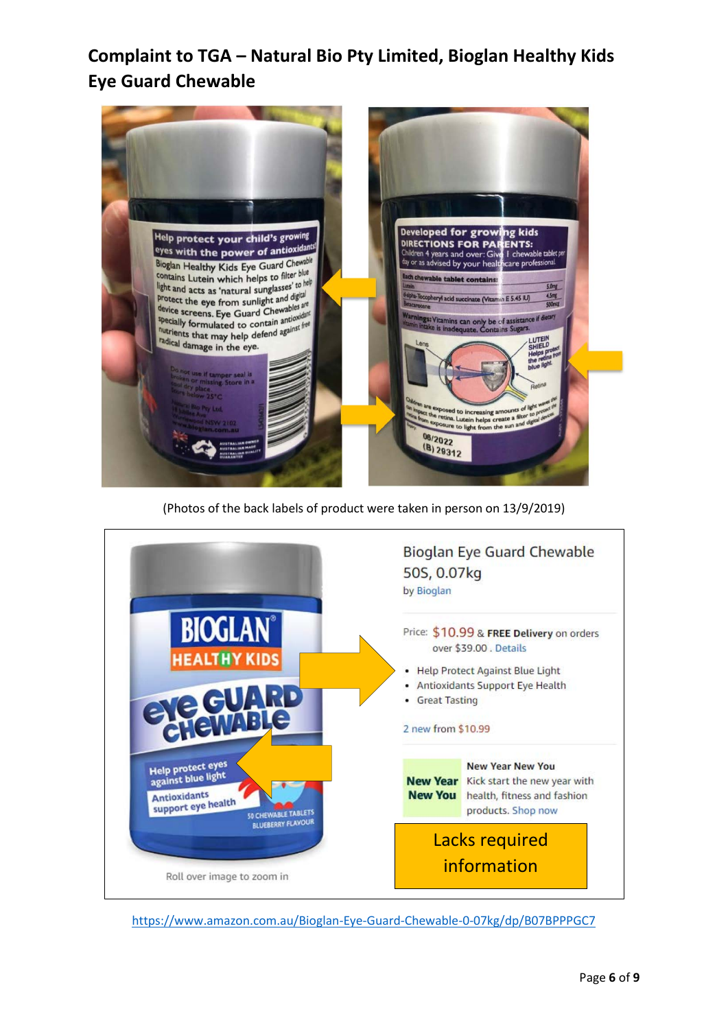# Complaint to TGA – Natural Bio Pty Limited, Bioglan Healthy Kids Eye Guard Chewable

Help protect your child's growing eyes with the power of antioxidants!

Bioglan Healthy Kids Eye Guard Chewable contains Lutein which helps to filter blue light and acts as 'natural sunglasses' to help protect the eye from sunlight and digital device screens. Eye Guard Chewables are specially formulated to contain antioxidant nutrients that may help defend against free radical damage in the eye.

Developed for growing kids

DIRECTIONS FOR PARENTS: Children 4 years and over: Give 1 chewable tablet per day or as advised by your healthcare professional.

Each chewable tablet contains:

| | |
|---|---|
| Lutein | 5.0mg |
| d-alpha-Tocopheryl acid succinate (Vitamin E 5.45 IU) | 4.5mg |
| Betacarotene | 500mcg |

Warnings: Vitamins can only be of assistance if dietary vitamin intake is inadequate. Contains Sugars.

LUTEIN SHIELD Helps protect the retina from blue light.

Children are exposed to increasing amounts of light waves that can impact the retina. Lutein helps create a filter to protect the retina from exposure to light from the sun and digital devices.

(Photos of the back labels of product were taken in person on 13/9/2019)

Bioglan Eye Guard Chewable 50S, 0.07kg

by Bioglan

Price: $10.99 & FREE Delivery on orders over $39.00 . Details

- Help Protect Against Blue Light
- Antioxidants Support Eye Health
- Great Tasting

2 new from $10.99

Help protect eyes against blue light

Antioxidants support eye health

50 CHEWABLE TABLETS BLUEBERRY FLAVOUR

Lacks required information

https://www.amazon.com.au/Bioglan-Eye-Guard-Chewable-0-07kg/dp/B07BPPPGC7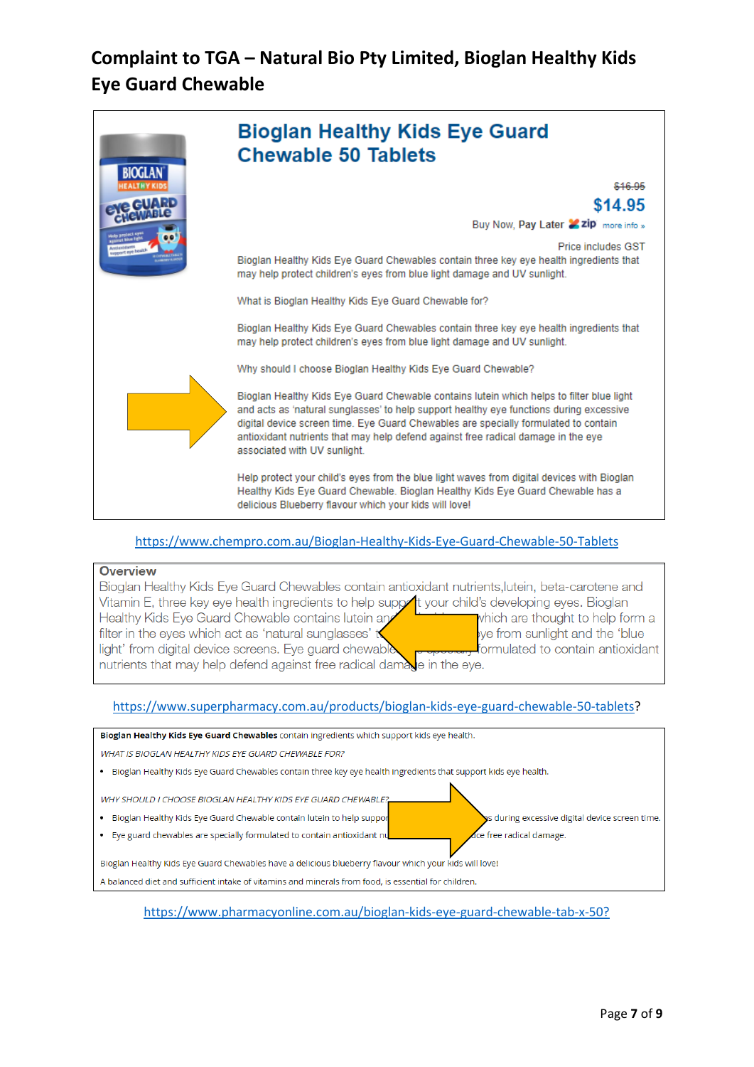# Complaint to TGA – Natural Bio Pty Limited, Bioglan Healthy Kids Eye Guard Chewable

## Bioglan Healthy Kids Eye Guard Chewable 50 Tablets

~~$16.95~~

**$14.95**

Buy Now, **Pay Later** zip more info »

Price includes GST

Bioglan Healthy Kids Eye Guard Chewables contain three key eye health ingredients that may help protect children's eyes from blue light damage and UV sunlight.

What is Bioglan Healthy Kids Eye Guard Chewable for?

Bioglan Healthy Kids Eye Guard Chewables contain three key eye health ingredients that may help protect children's eyes from blue light damage and UV sunlight.

Why should I choose Bioglan Healthy Kids Eye Guard Chewable?

Bioglan Healthy Kids Eye Guard Chewable contains lutein which helps to filter blue light and acts as 'natural sunglasses' to help support healthy eye functions during excessive digital device screen time. Eye Guard Chewables are specially formulated to contain antioxidant nutrients that may help defend against free radical damage in the eye associated with UV sunlight.

Help protect your child's eyes from the blue light waves from digital devices with Bioglan Healthy Kids Eye Guard Chewable. Bioglan Healthy Kids Eye Guard Chewable has a delicious Blueberry flavour which your kids will love!

https://www.chempro.com.au/Bioglan-Healthy-Kids-Eye-Guard-Chewable-50-Tablets

**Overview**

Bioglan Healthy Kids Eye Guard Chewables contain antioxidant nutrients,lutein, beta-carotene and Vitamin E, three key eye health ingredients to help supp[ort] your child's developing eyes. Bioglan Healthy Kids Eye Guard Chewable contains lutein an[d] [...] which are thought to help form a filter in the eyes which act as 'natural sunglasses' t[...] [e]ye from sunlight and the 'blue light' from digital device screens. Eye guard chewable[s] [...] formulated to contain antioxidant nutrients that may help defend against free radical dama[g]e in the eye.

https://www.superpharmacy.com.au/products/bioglan-kids-eye-guard-chewable-50-tablets?

**Bioglan Healthy Kids Eye Guard Chewables** contain ingredients which support kids eye health.

*WHAT IS BIOGLAN HEALTHY KIDS EYE GUARD CHEWABLE FOR?*

- Bioglan Healthy Kids Eye Guard Chewables contain three key eye health ingredients that support kids eye health.

*WHY SHOULD I CHOOSE BIOGLAN HEALTHY KIDS EYE GUARD CHEWABLE?*

- Bioglan Healthy Kids Eye Guard Chewable contain lutein to help suppo[rt] [...]s during excessive digital device screen time.
- Eye guard chewables are specially formulated to contain antioxidant nu[trients] [...] [redu]ce free radical damage.

Bioglan Healthy Kids Eye Guard Chewables have a delicious blueberry flavour which your kids will love!

A balanced diet and sufficient intake of vitamins and minerals from food, is essential for children.

https://www.pharmacyonline.com.au/bioglan-kids-eye-guard-chewable-tab-x-50?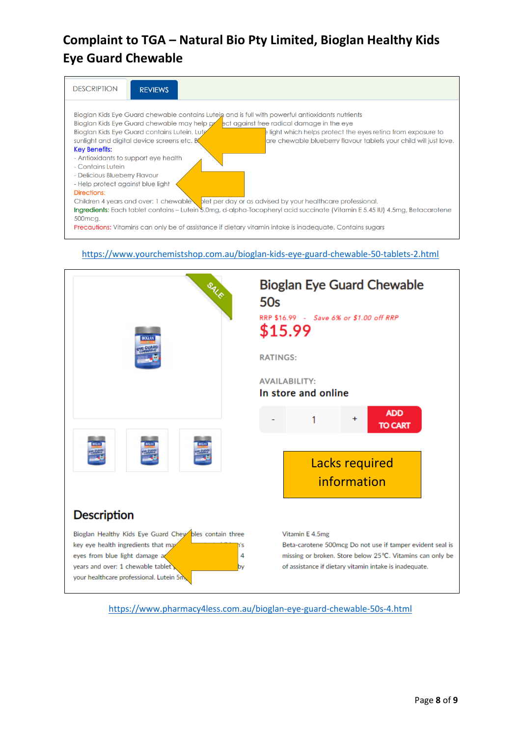# Complaint to TGA – Natural Bio Pty Limited, Bioglan Healthy Kids Eye Guard Chewable

DESCRIPTION REVIEWS

Bioglan Kids Eye Guard chewable contains Lutein and is full with powerful antioxidants nutrients
Bioglan Kids Eye Guard chewable may help pr...ect against free radical damage in the eye
Bioglan Kids Eye Guard contains Lutein. Lut... light which helps protect the eyes retina from exposure to sunlight and digital device screens etc. B... are chewable blueberry flavour tablets your child will just love.

Key Benefits:

- Antioxidants to support eye health
- Contains Lutein
- Delicious Blueberry Flavour
- Help protect against blue light

Directions:
Children 4 years and over: 1 chewable ...blet per day or as advised by your healthcare professional.

Ingredients: Each tablet contains – Lutein 5.0mg, d-alpha-Tocopheryl acid succinate (Vitamin E 5.45 IU) 4.5mg, Betacarotene 500mcg.

Precautions: Vitamins can only be of assistance if dietary vitamin intake is inadequate. Contains sugars

https://www.yourchemistshop.com.au/bioglan-kids-eye-guard-chewable-50-tablets-2.html

SALE

## Bioglan Eye Guard Chewable 50s

RRP $16.99 - Save 6% or $1.00 off RRP

$15.99

RATINGS:

AVAILABILITY:
In store and online

- 1 + ADD TO CART

Lacks required information

## Description

Bioglan Healthy Kids Eye Guard Chew...bles contain three key eye health ingredients that ma... ...'s eyes from blue light damage a... 4 years and over: 1 chewable tablet ... by your healthcare professional. Lutein 5m...

Vitamin E 4.5mg
Beta-carotene 500mcg Do not use if tamper evident seal is missing or broken. Store below 25°C. Vitamins can only be of assistance if dietary vitamin intake is inadequate.

https://www.pharmacy4less.com.au/bioglan-eye-guard-chewable-50s-4.html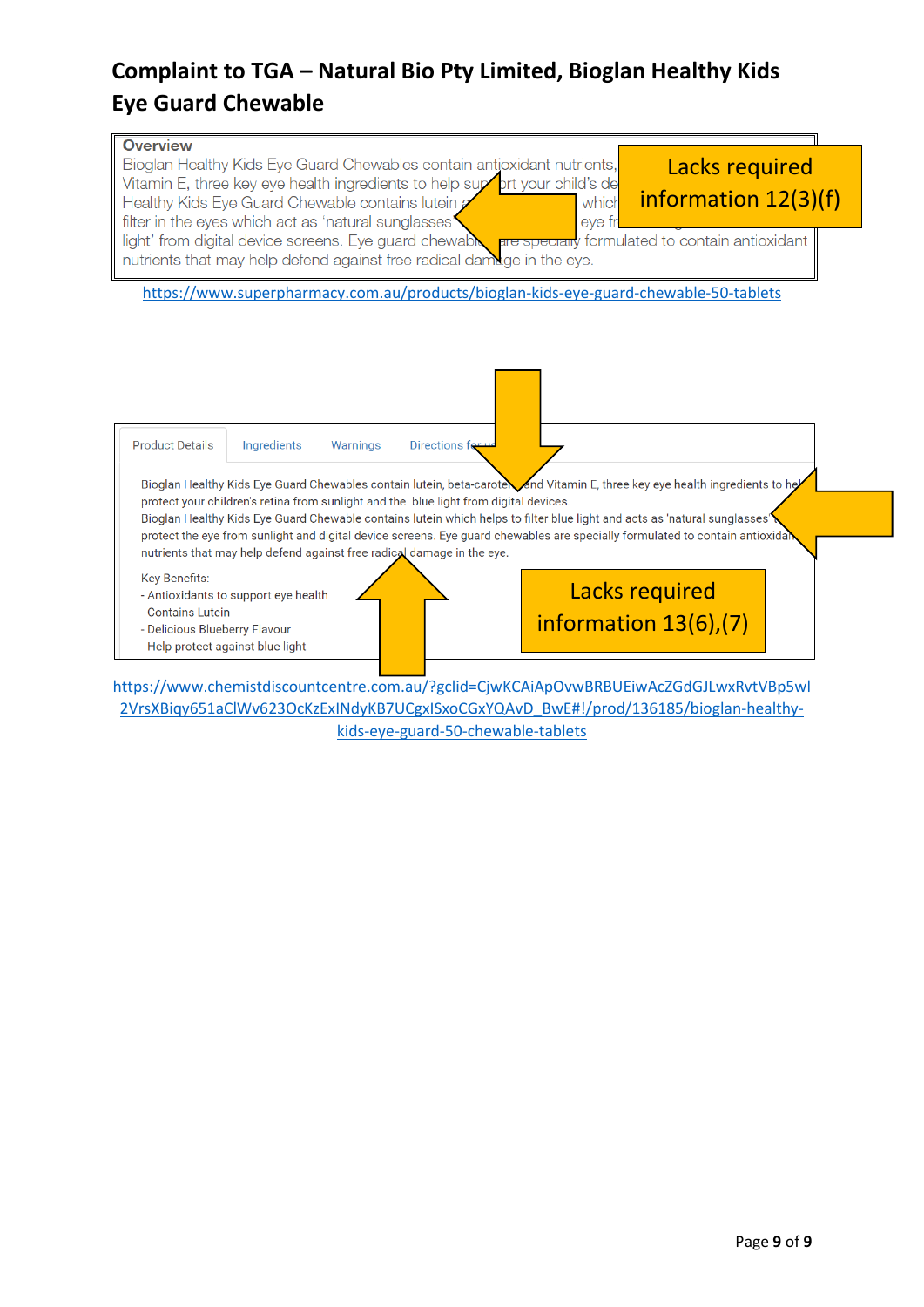# Complaint to TGA – Natural Bio Pty Limited, Bioglan Healthy Kids Eye Guard Chewable

**Overview**

Bioglan Healthy Kids Eye Guard Chewables contain antioxidant nutrients, Vitamin E, three key eye health ingredients to help support your child's de Healthy Kids Eye Guard Chewable contains lutein which filter in the eyes which act as 'natural sunglasses' eye fr light' from digital device screens. Eye guard chewables are specially formulated to contain antioxidant nutrients that may help defend against free radical damage in the eye.

Lacks required information 12(3)(f)

https://www.superpharmacy.com.au/products/bioglan-kids-eye-guard-chewable-50-tablets

Product Details | Ingredients | Warnings | Directions for use

Bioglan Healthy Kids Eye Guard Chewables contain lutein, beta-carotene and Vitamin E, three key eye health ingredients to help protect your children's retina from sunlight and the blue light from digital devices.

Bioglan Healthy Kids Eye Guard Chewable contains lutein which helps to filter blue light and acts as 'natural sunglasses' to protect the eye from sunlight and digital device screens. Eye guard chewables are specially formulated to contain antioxidant nutrients that may help defend against free radical damage in the eye.

Key Benefits:

- Antioxidants to support eye health
- Contains Lutein
- Delicious Blueberry Flavour
- Help protect against blue light

Lacks required information 13(6),(7)

https://www.chemistdiscountcentre.com.au/?gclid=CjwKCAiApOvwBRBUEiwAcZGdGJLwxRvtVBp5wl2VrsXBiqy651aClWv623OcKzExINdyKB7UCgxISxoCGxYQAvD_BwE#!/prod/136185/bioglan-healthy-kids-eye-guard-50-chewable-tablets